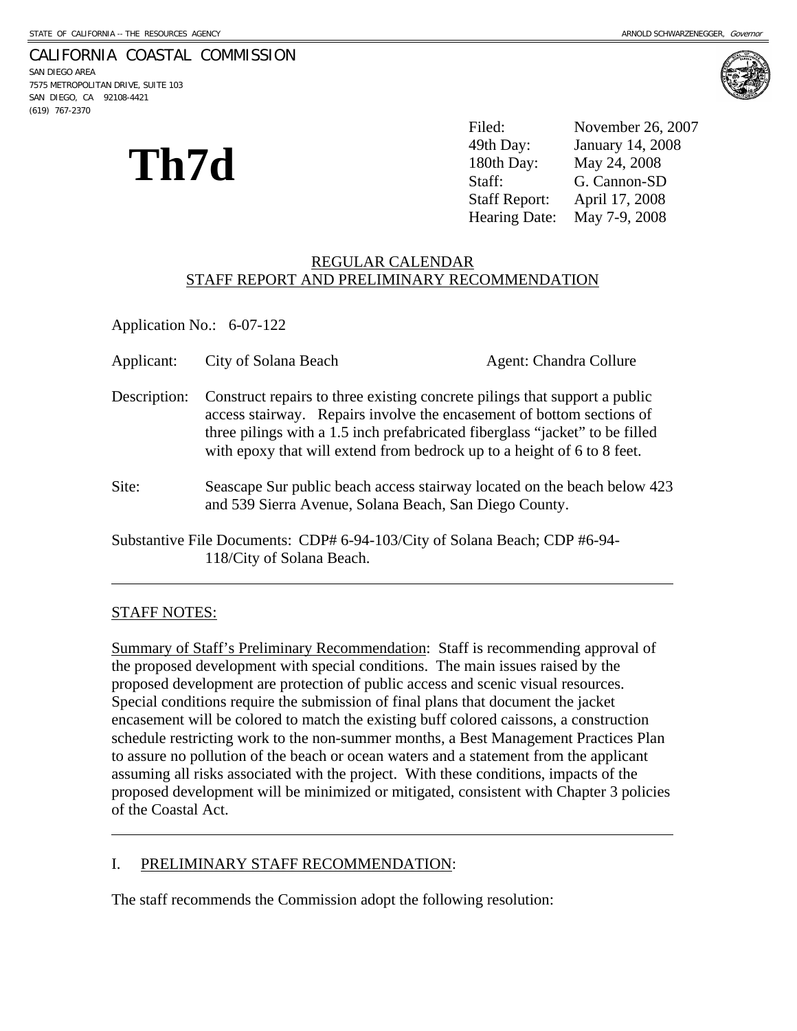STATE OF CALIFORNIA -- THE RESOURCES AGENCY ARNOLD SCHWARZENEGGER, *Governor*

CALIFORNIA COASTAL COMMISSION
SAN DIEGO AREA
7575 METROPOLITAN DRIVE, SUITE 103
SAN DIEGO, CA 92108-4421
(619) 767-2370

# Th7d

| | |
|---|---|
| Filed: | November 26, 2007 |
| 49th Day: | January 14, 2008 |
| 180th Day: | May 24, 2008 |
| Staff: | G. Cannon-SD |
| Staff Report: | April 17, 2008 |
| Hearing Date: | May 7-9, 2008 |

## REGULAR CALENDAR
## STAFF REPORT AND PRELIMINARY RECOMMENDATION

Application No.: 6-07-122

Applicant: City of Solana Beach Agent: Chandra Collure

Description: Construct repairs to three existing concrete pilings that support a public access stairway. Repairs involve the encasement of bottom sections of three pilings with a 1.5 inch prefabricated fiberglass "jacket" to be filled with epoxy that will extend from bedrock up to a height of 6 to 8 feet.

Site: Seascape Sur public beach access stairway located on the beach below 423 and 539 Sierra Avenue, Solana Beach, San Diego County.

Substantive File Documents: CDP# 6-94-103/City of Solana Beach; CDP #6-94-118/City of Solana Beach.

---

STAFF NOTES:

Summary of Staff's Preliminary Recommendation: Staff is recommending approval of the proposed development with special conditions. The main issues raised by the proposed development are protection of public access and scenic visual resources. Special conditions require the submission of final plans that document the jacket encasement will be colored to match the existing buff colored caissons, a construction schedule restricting work to the non-summer months, a Best Management Practices Plan to assure no pollution of the beach or ocean waters and a statement from the applicant assuming all risks associated with the project. With these conditions, impacts of the proposed development will be minimized or mitigated, consistent with Chapter 3 policies of the Coastal Act.

---

I. PRELIMINARY STAFF RECOMMENDATION:

The staff recommends the Commission adopt the following resolution: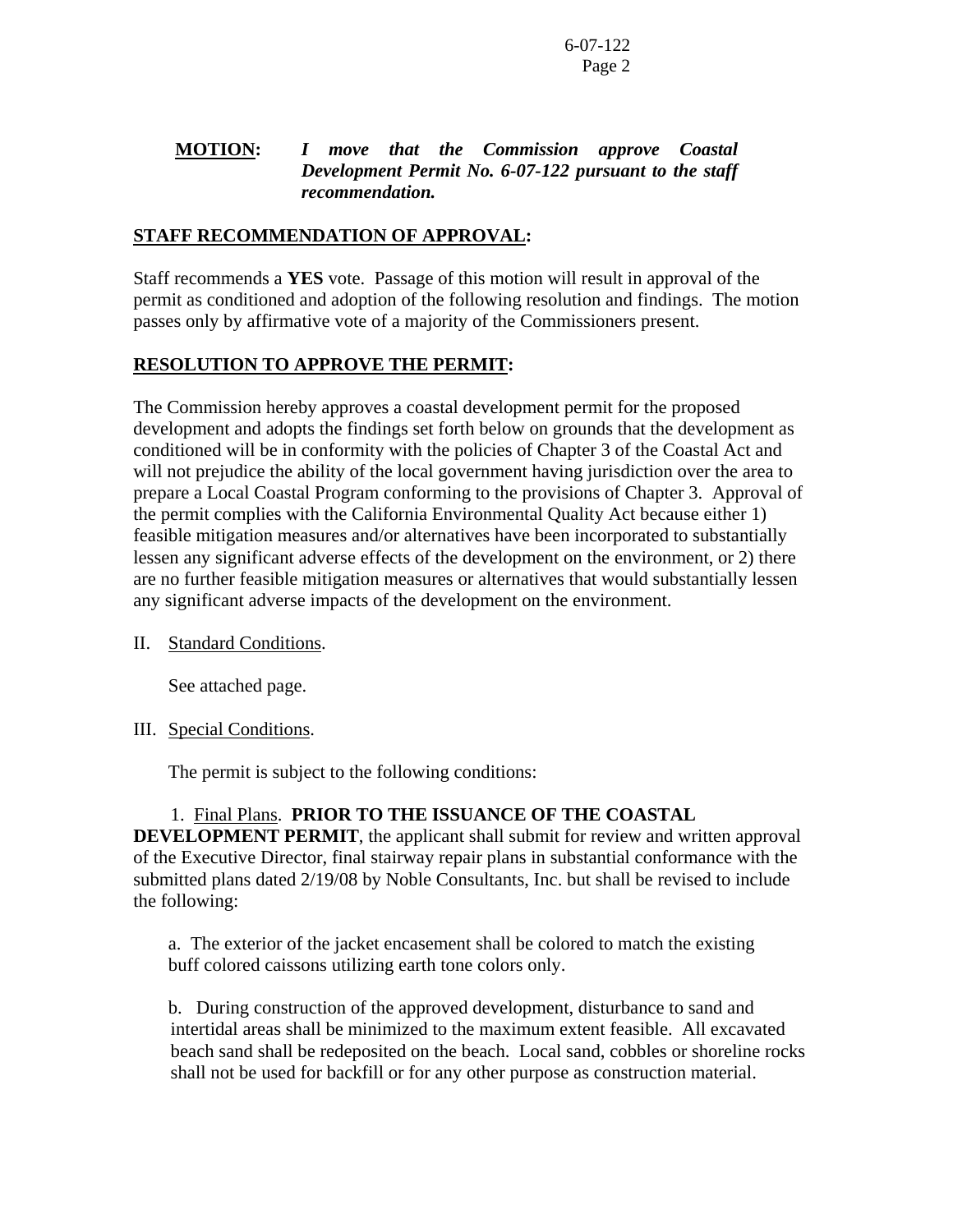**MOTION:** ***I move that the Commission approve Coastal Development Permit No. 6-07-122 pursuant to the staff recommendation.***

**STAFF RECOMMENDATION OF APPROVAL:**

Staff recommends a **YES** vote. Passage of this motion will result in approval of the permit as conditioned and adoption of the following resolution and findings. The motion passes only by affirmative vote of a majority of the Commissioners present.

**RESOLUTION TO APPROVE THE PERMIT:**

The Commission hereby approves a coastal development permit for the proposed development and adopts the findings set forth below on grounds that the development as conditioned will be in conformity with the policies of Chapter 3 of the Coastal Act and will not prejudice the ability of the local government having jurisdiction over the area to prepare a Local Coastal Program conforming to the provisions of Chapter 3. Approval of the permit complies with the California Environmental Quality Act because either 1) feasible mitigation measures and/or alternatives have been incorporated to substantially lessen any significant adverse effects of the development on the environment, or 2) there are no further feasible mitigation measures or alternatives that would substantially lessen any significant adverse impacts of the development on the environment.

II. Standard Conditions.

See attached page.

III. Special Conditions.

The permit is subject to the following conditions:

1. Final Plans. **PRIOR TO THE ISSUANCE OF THE COASTAL DEVELOPMENT PERMIT**, the applicant shall submit for review and written approval of the Executive Director, final stairway repair plans in substantial conformance with the submitted plans dated 2/19/08 by Noble Consultants, Inc. but shall be revised to include the following:

a. The exterior of the jacket encasement shall be colored to match the existing buff colored caissons utilizing earth tone colors only.

b. During construction of the approved development, disturbance to sand and intertidal areas shall be minimized to the maximum extent feasible. All excavated beach sand shall be redeposited on the beach. Local sand, cobbles or shoreline rocks shall not be used for backfill or for any other purpose as construction material.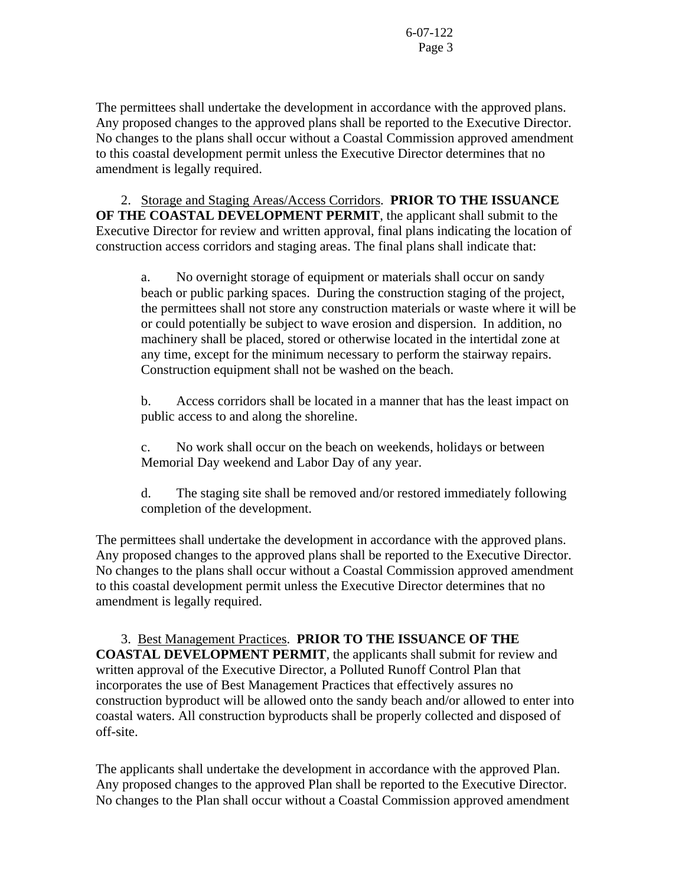The permittees shall undertake the development in accordance with the approved plans. Any proposed changes to the approved plans shall be reported to the Executive Director. No changes to the plans shall occur without a Coastal Commission approved amendment to this coastal development permit unless the Executive Director determines that no amendment is legally required.

2. Storage and Staging Areas/Access Corridors. **PRIOR TO THE ISSUANCE OF THE COASTAL DEVELOPMENT PERMIT**, the applicant shall submit to the Executive Director for review and written approval, final plans indicating the location of construction access corridors and staging areas. The final plans shall indicate that:

a. No overnight storage of equipment or materials shall occur on sandy beach or public parking spaces. During the construction staging of the project, the permittees shall not store any construction materials or waste where it will be or could potentially be subject to wave erosion and dispersion. In addition, no machinery shall be placed, stored or otherwise located in the intertidal zone at any time, except for the minimum necessary to perform the stairway repairs. Construction equipment shall not be washed on the beach.

b. Access corridors shall be located in a manner that has the least impact on public access to and along the shoreline.

c. No work shall occur on the beach on weekends, holidays or between Memorial Day weekend and Labor Day of any year.

d. The staging site shall be removed and/or restored immediately following completion of the development.

The permittees shall undertake the development in accordance with the approved plans. Any proposed changes to the approved plans shall be reported to the Executive Director. No changes to the plans shall occur without a Coastal Commission approved amendment to this coastal development permit unless the Executive Director determines that no amendment is legally required.

3. Best Management Practices. **PRIOR TO THE ISSUANCE OF THE COASTAL DEVELOPMENT PERMIT**, the applicants shall submit for review and written approval of the Executive Director, a Polluted Runoff Control Plan that incorporates the use of Best Management Practices that effectively assures no construction byproduct will be allowed onto the sandy beach and/or allowed to enter into coastal waters. All construction byproducts shall be properly collected and disposed of off-site.

The applicants shall undertake the development in accordance with the approved Plan. Any proposed changes to the approved Plan shall be reported to the Executive Director. No changes to the Plan shall occur without a Coastal Commission approved amendment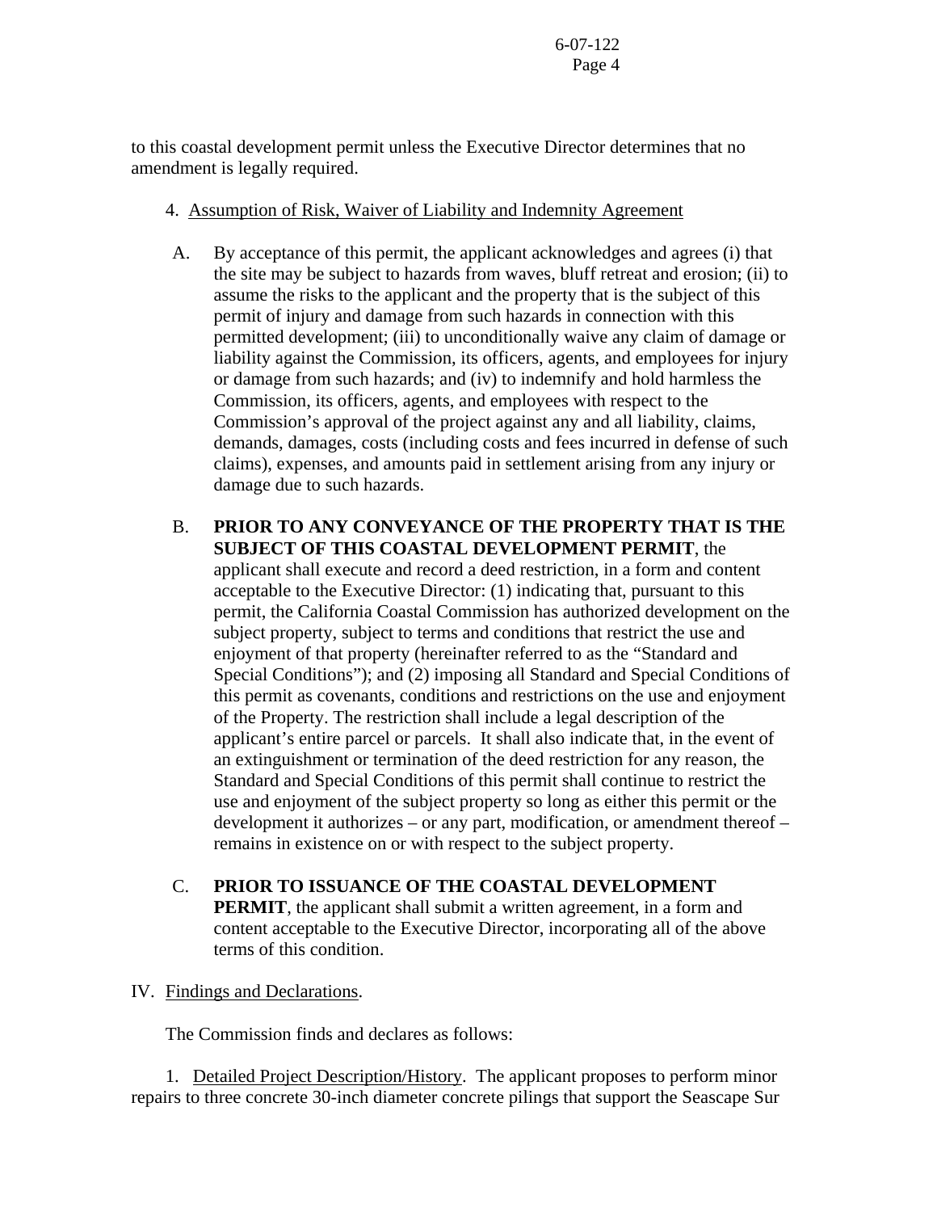to this coastal development permit unless the Executive Director determines that no amendment is legally required.

4. Assumption of Risk, Waiver of Liability and Indemnity Agreement

A. By acceptance of this permit, the applicant acknowledges and agrees (i) that the site may be subject to hazards from waves, bluff retreat and erosion; (ii) to assume the risks to the applicant and the property that is the subject of this permit of injury and damage from such hazards in connection with this permitted development; (iii) to unconditionally waive any claim of damage or liability against the Commission, its officers, agents, and employees for injury or damage from such hazards; and (iv) to indemnify and hold harmless the Commission, its officers, agents, and employees with respect to the Commission's approval of the project against any and all liability, claims, demands, damages, costs (including costs and fees incurred in defense of such claims), expenses, and amounts paid in settlement arising from any injury or damage due to such hazards.

B. **PRIOR TO ANY CONVEYANCE OF THE PROPERTY THAT IS THE SUBJECT OF THIS COASTAL DEVELOPMENT PERMIT**, the applicant shall execute and record a deed restriction, in a form and content acceptable to the Executive Director: (1) indicating that, pursuant to this permit, the California Coastal Commission has authorized development on the subject property, subject to terms and conditions that restrict the use and enjoyment of that property (hereinafter referred to as the "Standard and Special Conditions"); and (2) imposing all Standard and Special Conditions of this permit as covenants, conditions and restrictions on the use and enjoyment of the Property. The restriction shall include a legal description of the applicant's entire parcel or parcels. It shall also indicate that, in the event of an extinguishment or termination of the deed restriction for any reason, the Standard and Special Conditions of this permit shall continue to restrict the use and enjoyment of the subject property so long as either this permit or the development it authorizes – or any part, modification, or amendment thereof – remains in existence on or with respect to the subject property.

C. **PRIOR TO ISSUANCE OF THE COASTAL DEVELOPMENT PERMIT**, the applicant shall submit a written agreement, in a form and content acceptable to the Executive Director, incorporating all of the above terms of this condition.

IV. Findings and Declarations.

The Commission finds and declares as follows:

1. Detailed Project Description/History. The applicant proposes to perform minor repairs to three concrete 30-inch diameter concrete pilings that support the Seascape Sur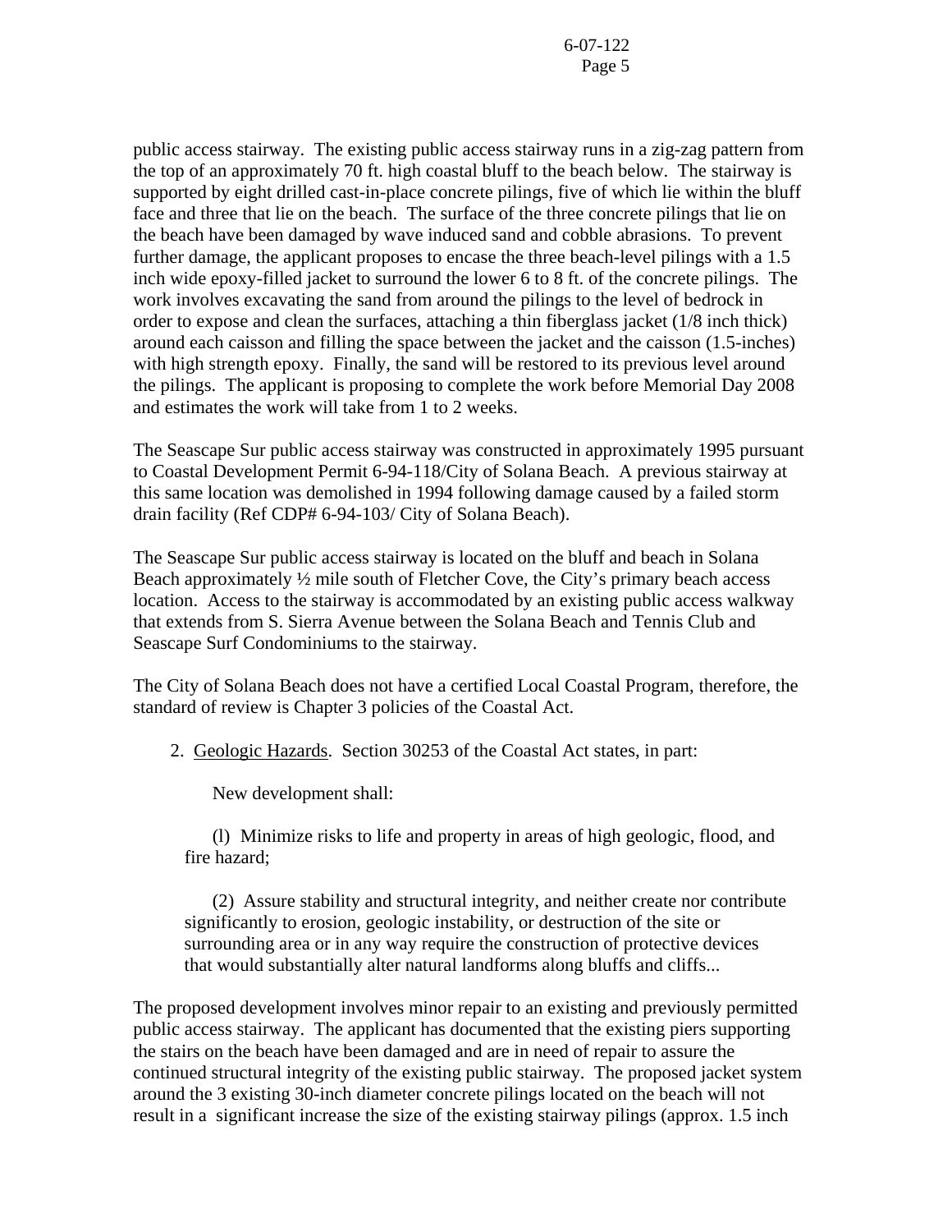public access stairway. The existing public access stairway runs in a zig-zag pattern from the top of an approximately 70 ft. high coastal bluff to the beach below. The stairway is supported by eight drilled cast-in-place concrete pilings, five of which lie within the bluff face and three that lie on the beach. The surface of the three concrete pilings that lie on the beach have been damaged by wave induced sand and cobble abrasions. To prevent further damage, the applicant proposes to encase the three beach-level pilings with a 1.5 inch wide epoxy-filled jacket to surround the lower 6 to 8 ft. of the concrete pilings. The work involves excavating the sand from around the pilings to the level of bedrock in order to expose and clean the surfaces, attaching a thin fiberglass jacket (1/8 inch thick) around each caisson and filling the space between the jacket and the caisson (1.5-inches) with high strength epoxy. Finally, the sand will be restored to its previous level around the pilings. The applicant is proposing to complete the work before Memorial Day 2008 and estimates the work will take from 1 to 2 weeks.

The Seascape Sur public access stairway was constructed in approximately 1995 pursuant to Coastal Development Permit 6-94-118/City of Solana Beach. A previous stairway at this same location was demolished in 1994 following damage caused by a failed storm drain facility (Ref CDP# 6-94-103/ City of Solana Beach).

The Seascape Sur public access stairway is located on the bluff and beach in Solana Beach approximately ½ mile south of Fletcher Cove, the City's primary beach access location. Access to the stairway is accommodated by an existing public access walkway that extends from S. Sierra Avenue between the Solana Beach and Tennis Club and Seascape Surf Condominiums to the stairway.

The City of Solana Beach does not have a certified Local Coastal Program, therefore, the standard of review is Chapter 3 policies of the Coastal Act.

2. Geologic Hazards. Section 30253 of the Coastal Act states, in part:

> New development shall:
>
> (l) Minimize risks to life and property in areas of high geologic, flood, and fire hazard;
>
> (2) Assure stability and structural integrity, and neither create nor contribute significantly to erosion, geologic instability, or destruction of the site or surrounding area or in any way require the construction of protective devices that would substantially alter natural landforms along bluffs and cliffs...

The proposed development involves minor repair to an existing and previously permitted public access stairway. The applicant has documented that the existing piers supporting the stairs on the beach have been damaged and are in need of repair to assure the continued structural integrity of the existing public stairway. The proposed jacket system around the 3 existing 30-inch diameter concrete pilings located on the beach will not result in a significant increase the size of the existing stairway pilings (approx. 1.5 inch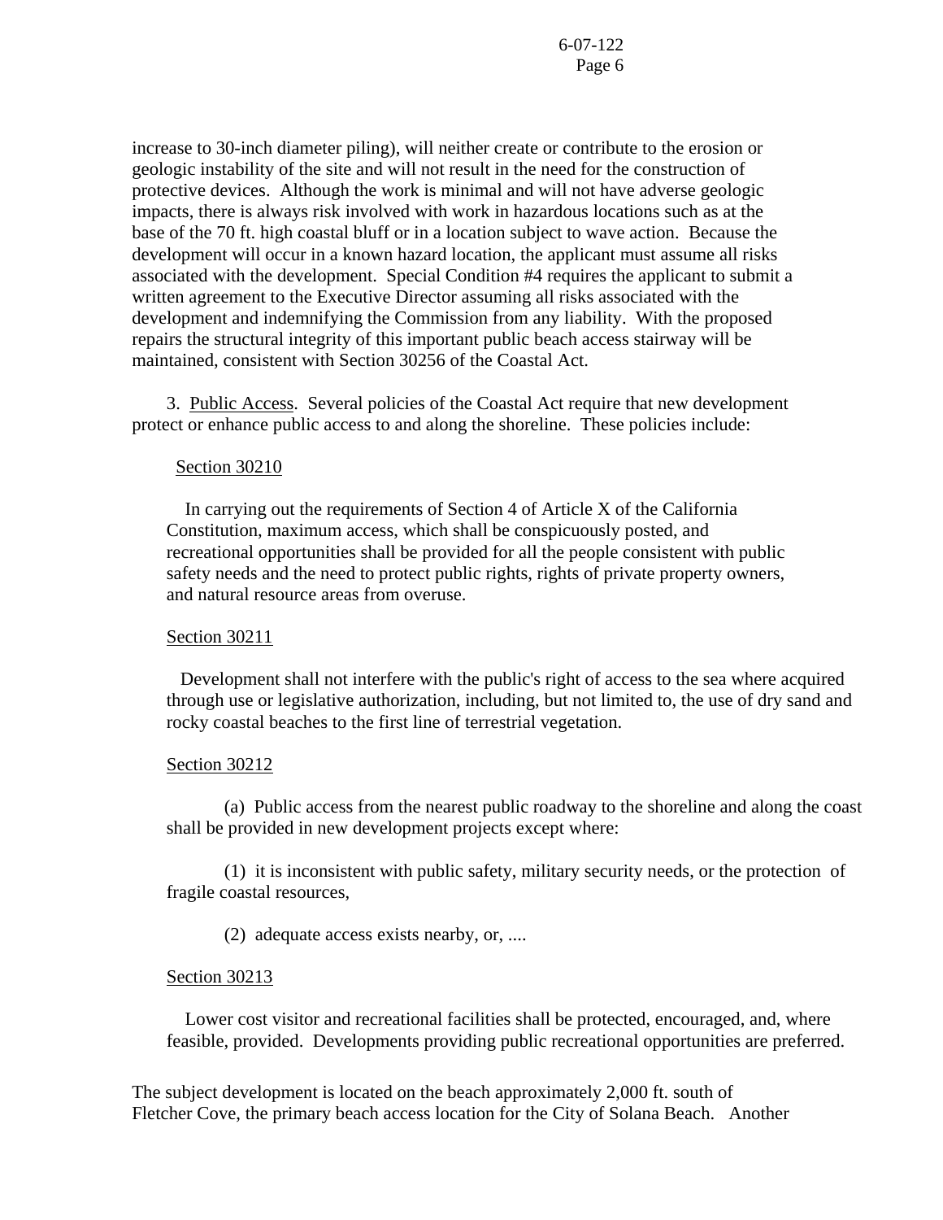increase to 30-inch diameter piling), will neither create or contribute to the erosion or geologic instability of the site and will not result in the need for the construction of protective devices. Although the work is minimal and will not have adverse geologic impacts, there is always risk involved with work in hazardous locations such as at the base of the 70 ft. high coastal bluff or in a location subject to wave action. Because the development will occur in a known hazard location, the applicant must assume all risks associated with the development. Special Condition #4 requires the applicant to submit a written agreement to the Executive Director assuming all risks associated with the development and indemnifying the Commission from any liability. With the proposed repairs the structural integrity of this important public beach access stairway will be maintained, consistent with Section 30256 of the Coastal Act.

3. Public Access. Several policies of the Coastal Act require that new development protect or enhance public access to and along the shoreline. These policies include:

Section 30210

In carrying out the requirements of Section 4 of Article X of the California Constitution, maximum access, which shall be conspicuously posted, and recreational opportunities shall be provided for all the people consistent with public safety needs and the need to protect public rights, rights of private property owners, and natural resource areas from overuse.

Section 30211

Development shall not interfere with the public's right of access to the sea where acquired through use or legislative authorization, including, but not limited to, the use of dry sand and rocky coastal beaches to the first line of terrestrial vegetation.

Section 30212

(a) Public access from the nearest public roadway to the shoreline and along the coast shall be provided in new development projects except where:

(1) it is inconsistent with public safety, military security needs, or the protection of fragile coastal resources,

(2) adequate access exists nearby, or, ....

Section 30213

Lower cost visitor and recreational facilities shall be protected, encouraged, and, where feasible, provided. Developments providing public recreational opportunities are preferred.

The subject development is located on the beach approximately 2,000 ft. south of Fletcher Cove, the primary beach access location for the City of Solana Beach. Another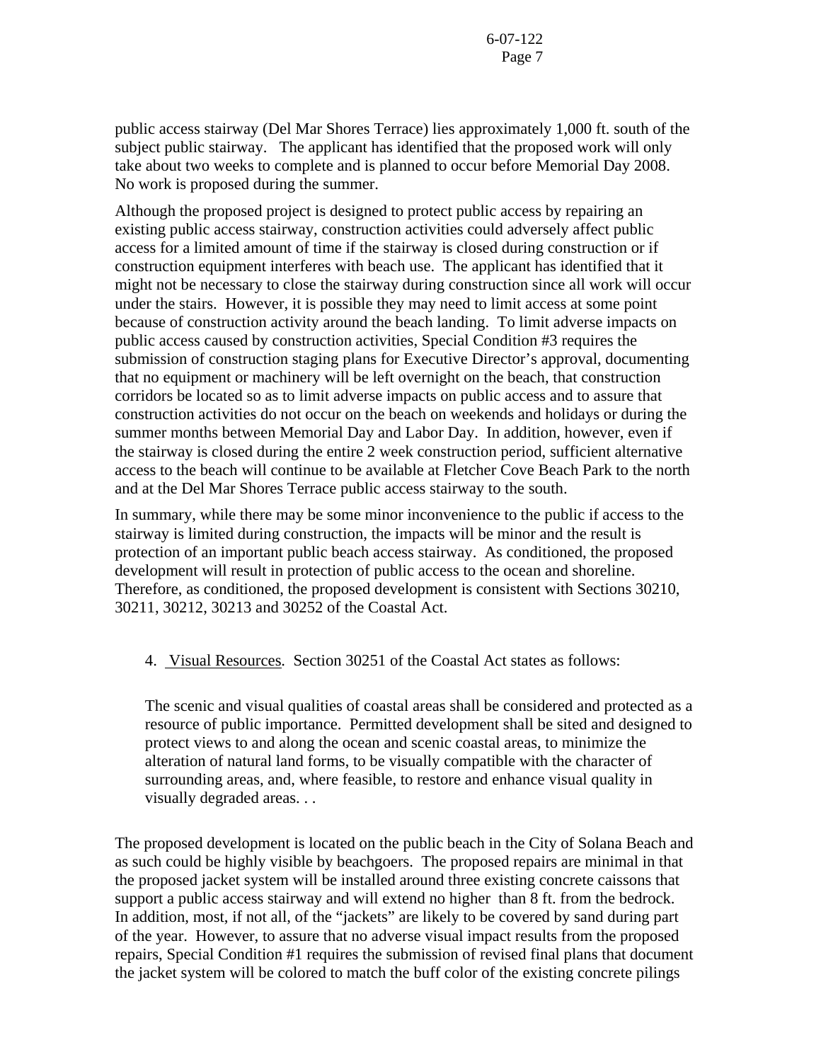public access stairway (Del Mar Shores Terrace) lies approximately 1,000 ft. south of the subject public stairway. The applicant has identified that the proposed work will only take about two weeks to complete and is planned to occur before Memorial Day 2008. No work is proposed during the summer.

Although the proposed project is designed to protect public access by repairing an existing public access stairway, construction activities could adversely affect public access for a limited amount of time if the stairway is closed during construction or if construction equipment interferes with beach use. The applicant has identified that it might not be necessary to close the stairway during construction since all work will occur under the stairs. However, it is possible they may need to limit access at some point because of construction activity around the beach landing. To limit adverse impacts on public access caused by construction activities, Special Condition #3 requires the submission of construction staging plans for Executive Director's approval, documenting that no equipment or machinery will be left overnight on the beach, that construction corridors be located so as to limit adverse impacts on public access and to assure that construction activities do not occur on the beach on weekends and holidays or during the summer months between Memorial Day and Labor Day. In addition, however, even if the stairway is closed during the entire 2 week construction period, sufficient alternative access to the beach will continue to be available at Fletcher Cove Beach Park to the north and at the Del Mar Shores Terrace public access stairway to the south.

In summary, while there may be some minor inconvenience to the public if access to the stairway is limited during construction, the impacts will be minor and the result is protection of an important public beach access stairway. As conditioned, the proposed development will result in protection of public access to the ocean and shoreline. Therefore, as conditioned, the proposed development is consistent with Sections 30210, 30211, 30212, 30213 and 30252 of the Coastal Act.

4. Visual Resources. Section 30251 of the Coastal Act states as follows:

> The scenic and visual qualities of coastal areas shall be considered and protected as a resource of public importance. Permitted development shall be sited and designed to protect views to and along the ocean and scenic coastal areas, to minimize the alteration of natural land forms, to be visually compatible with the character of surrounding areas, and, where feasible, to restore and enhance visual quality in visually degraded areas. . .

The proposed development is located on the public beach in the City of Solana Beach and as such could be highly visible by beachgoers. The proposed repairs are minimal in that the proposed jacket system will be installed around three existing concrete caissons that support a public access stairway and will extend no higher than 8 ft. from the bedrock. In addition, most, if not all, of the "jackets" are likely to be covered by sand during part of the year. However, to assure that no adverse visual impact results from the proposed repairs, Special Condition #1 requires the submission of revised final plans that document the jacket system will be colored to match the buff color of the existing concrete pilings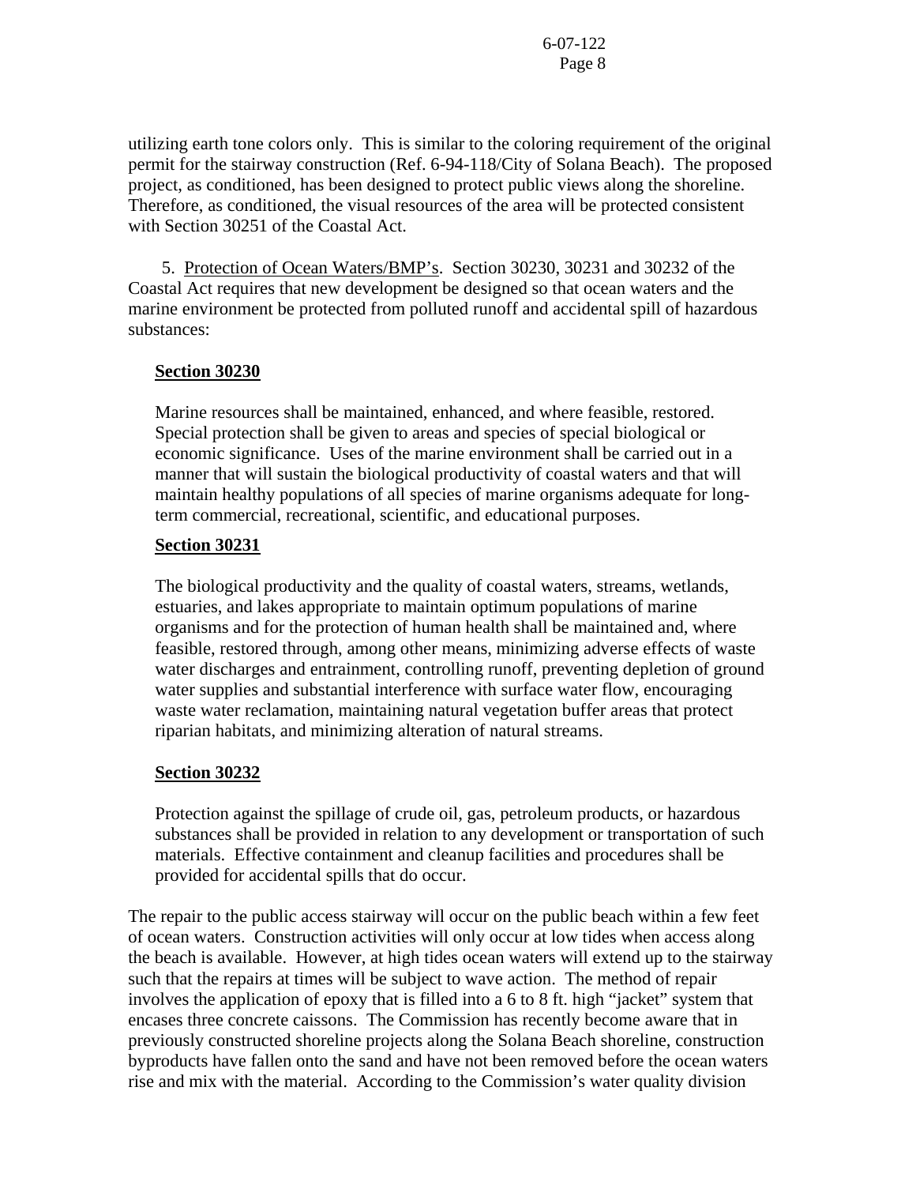utilizing earth tone colors only. This is similar to the coloring requirement of the original permit for the stairway construction (Ref. 6-94-118/City of Solana Beach). The proposed project, as conditioned, has been designed to protect public views along the shoreline. Therefore, as conditioned, the visual resources of the area will be protected consistent with Section 30251 of the Coastal Act.

5. Protection of Ocean Waters/BMP's. Section 30230, 30231 and 30232 of the Coastal Act requires that new development be designed so that ocean waters and the marine environment be protected from polluted runoff and accidental spill of hazardous substances:

**Section 30230**

Marine resources shall be maintained, enhanced, and where feasible, restored. Special protection shall be given to areas and species of special biological or economic significance. Uses of the marine environment shall be carried out in a manner that will sustain the biological productivity of coastal waters and that will maintain healthy populations of all species of marine organisms adequate for long-term commercial, recreational, scientific, and educational purposes.

**Section 30231**

The biological productivity and the quality of coastal waters, streams, wetlands, estuaries, and lakes appropriate to maintain optimum populations of marine organisms and for the protection of human health shall be maintained and, where feasible, restored through, among other means, minimizing adverse effects of waste water discharges and entrainment, controlling runoff, preventing depletion of ground water supplies and substantial interference with surface water flow, encouraging waste water reclamation, maintaining natural vegetation buffer areas that protect riparian habitats, and minimizing alteration of natural streams.

**Section 30232**

Protection against the spillage of crude oil, gas, petroleum products, or hazardous substances shall be provided in relation to any development or transportation of such materials. Effective containment and cleanup facilities and procedures shall be provided for accidental spills that do occur.

The repair to the public access stairway will occur on the public beach within a few feet of ocean waters. Construction activities will only occur at low tides when access along the beach is available. However, at high tides ocean waters will extend up to the stairway such that the repairs at times will be subject to wave action. The method of repair involves the application of epoxy that is filled into a 6 to 8 ft. high "jacket" system that encases three concrete caissons. The Commission has recently become aware that in previously constructed shoreline projects along the Solana Beach shoreline, construction byproducts have fallen onto the sand and have not been removed before the ocean waters rise and mix with the material. According to the Commission's water quality division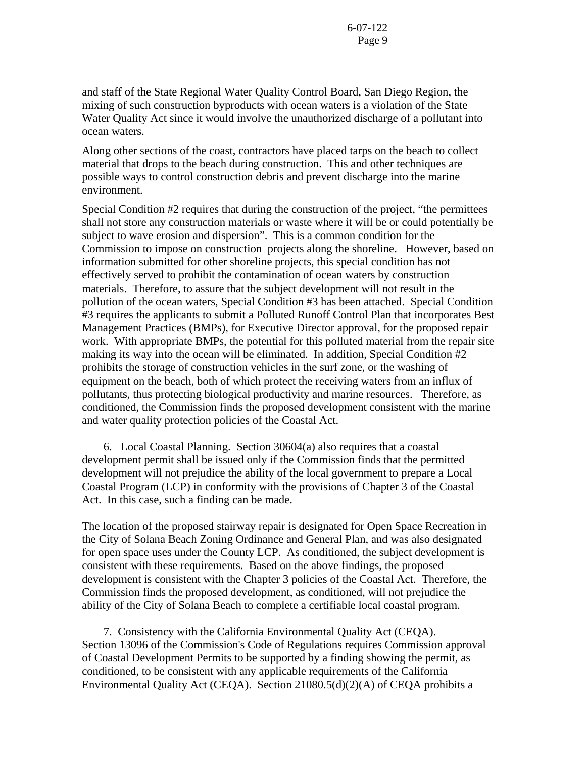and staff of the State Regional Water Quality Control Board, San Diego Region, the mixing of such construction byproducts with ocean waters is a violation of the State Water Quality Act since it would involve the unauthorized discharge of a pollutant into ocean waters.

Along other sections of the coast, contractors have placed tarps on the beach to collect material that drops to the beach during construction. This and other techniques are possible ways to control construction debris and prevent discharge into the marine environment.

Special Condition #2 requires that during the construction of the project, "the permittees shall not store any construction materials or waste where it will be or could potentially be subject to wave erosion and dispersion". This is a common condition for the Commission to impose on construction projects along the shoreline. However, based on information submitted for other shoreline projects, this special condition has not effectively served to prohibit the contamination of ocean waters by construction materials. Therefore, to assure that the subject development will not result in the pollution of the ocean waters, Special Condition #3 has been attached. Special Condition #3 requires the applicants to submit a Polluted Runoff Control Plan that incorporates Best Management Practices (BMPs), for Executive Director approval, for the proposed repair work. With appropriate BMPs, the potential for this polluted material from the repair site making its way into the ocean will be eliminated. In addition, Special Condition #2 prohibits the storage of construction vehicles in the surf zone, or the washing of equipment on the beach, both of which protect the receiving waters from an influx of pollutants, thus protecting biological productivity and marine resources. Therefore, as conditioned, the Commission finds the proposed development consistent with the marine and water quality protection policies of the Coastal Act.

6. <u>Local Coastal Planning</u>. Section 30604(a) also requires that a coastal development permit shall be issued only if the Commission finds that the permitted development will not prejudice the ability of the local government to prepare a Local Coastal Program (LCP) in conformity with the provisions of Chapter 3 of the Coastal Act. In this case, such a finding can be made.

The location of the proposed stairway repair is designated for Open Space Recreation in the City of Solana Beach Zoning Ordinance and General Plan, and was also designated for open space uses under the County LCP. As conditioned, the subject development is consistent with these requirements. Based on the above findings, the proposed development is consistent with the Chapter 3 policies of the Coastal Act. Therefore, the Commission finds the proposed development, as conditioned, will not prejudice the ability of the City of Solana Beach to complete a certifiable local coastal program.

7. <u>Consistency with the California Environmental Quality Act (CEQA).</u> Section 13096 of the Commission's Code of Regulations requires Commission approval of Coastal Development Permits to be supported by a finding showing the permit, as conditioned, to be consistent with any applicable requirements of the California Environmental Quality Act (CEQA). Section 21080.5(d)(2)(A) of CEQA prohibits a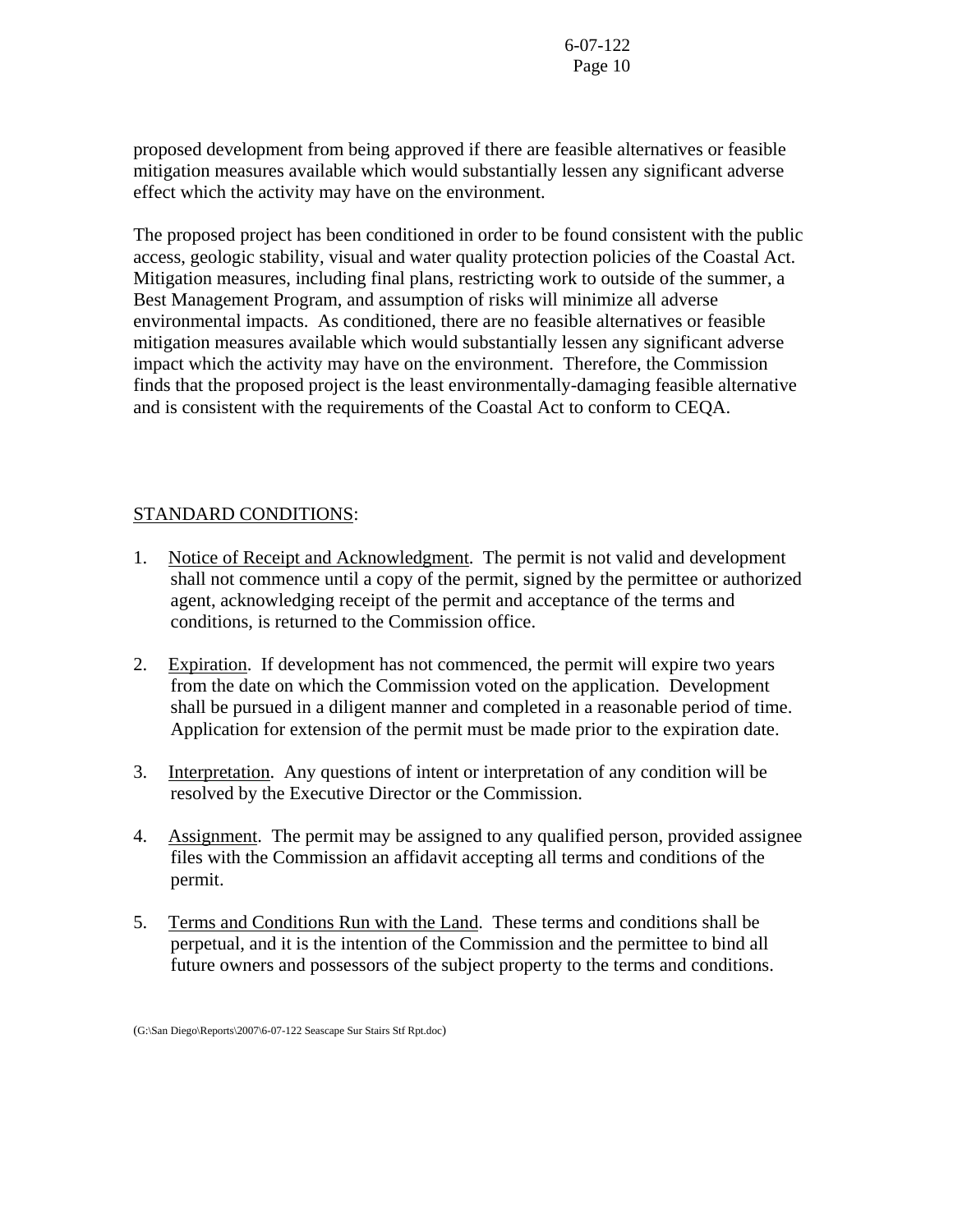proposed development from being approved if there are feasible alternatives or feasible mitigation measures available which would substantially lessen any significant adverse effect which the activity may have on the environment.

The proposed project has been conditioned in order to be found consistent with the public access, geologic stability, visual and water quality protection policies of the Coastal Act. Mitigation measures, including final plans, restricting work to outside of the summer, a Best Management Program, and assumption of risks will minimize all adverse environmental impacts. As conditioned, there are no feasible alternatives or feasible mitigation measures available which would substantially lessen any significant adverse impact which the activity may have on the environment. Therefore, the Commission finds that the proposed project is the least environmentally-damaging feasible alternative and is consistent with the requirements of the Coastal Act to conform to CEQA.

STANDARD CONDITIONS:

1. Notice of Receipt and Acknowledgment. The permit is not valid and development shall not commence until a copy of the permit, signed by the permittee or authorized agent, acknowledging receipt of the permit and acceptance of the terms and conditions, is returned to the Commission office.

2. Expiration. If development has not commenced, the permit will expire two years from the date on which the Commission voted on the application. Development shall be pursued in a diligent manner and completed in a reasonable period of time. Application for extension of the permit must be made prior to the expiration date.

3. Interpretation. Any questions of intent or interpretation of any condition will be resolved by the Executive Director or the Commission.

4. Assignment. The permit may be assigned to any qualified person, provided assignee files with the Commission an affidavit accepting all terms and conditions of the permit.

5. Terms and Conditions Run with the Land. These terms and conditions shall be perpetual, and it is the intention of the Commission and the permittee to bind all future owners and possessors of the subject property to the terms and conditions.

(G:\San Diego\Reports\2007\6-07-122 Seascape Sur Stairs Stf Rpt.doc)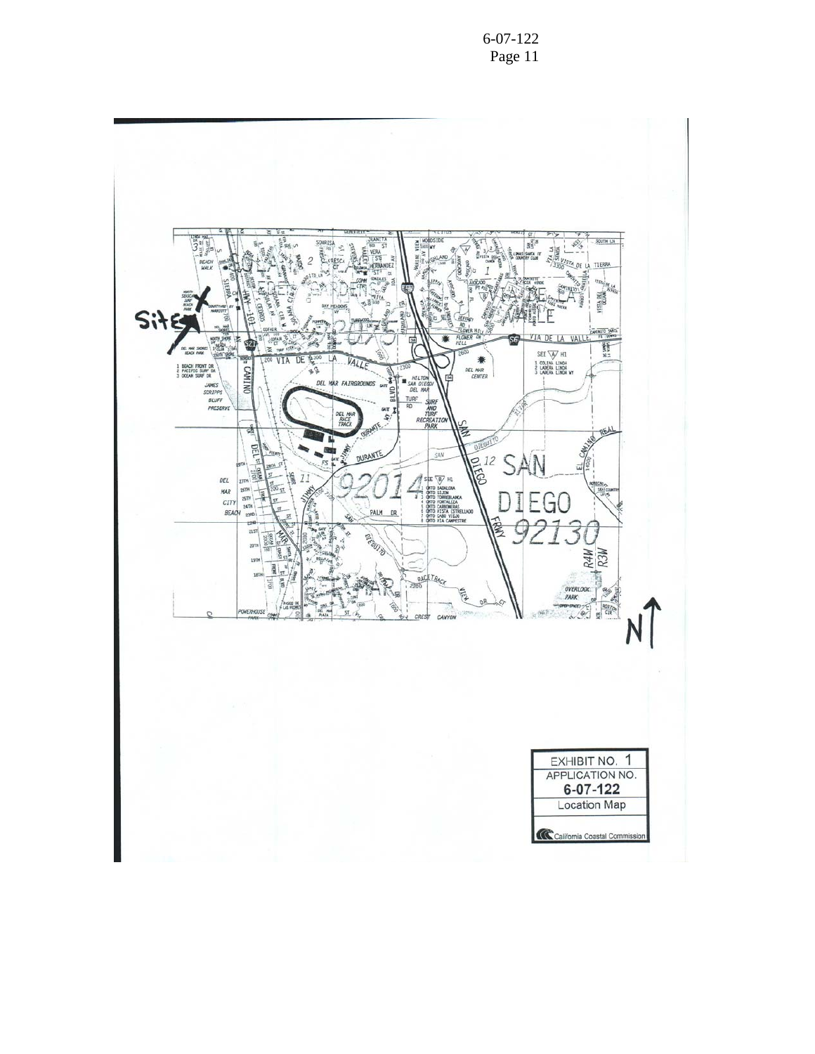EXHIBIT NO. 1

APPLICATION NO.

**6-07-122**

Location Map

California Coastal Commission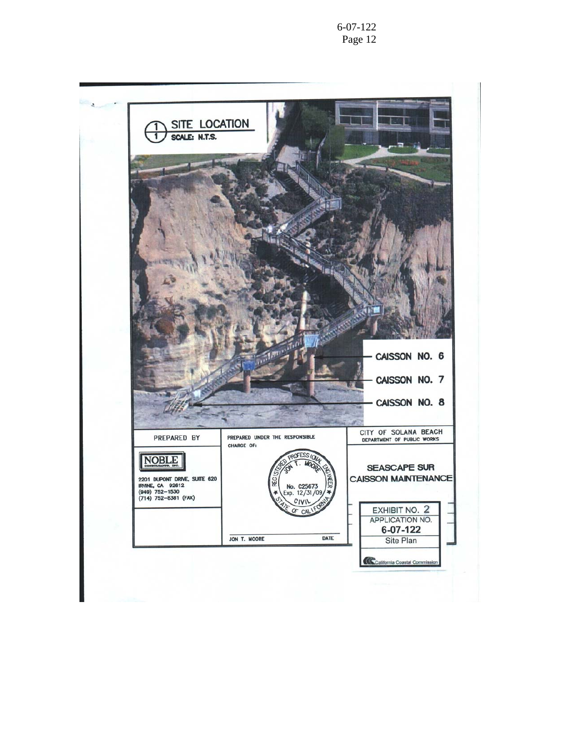## 1 SITE LOCATION

**SCALE: N.T.S.**

CAISSON NO. 6

CAISSON NO. 7

CAISSON NO. 8

| PREPARED BY | PREPARED UNDER THE RESPONSIBLE CHARGE OF: | CITY OF SOLANA BEACH DEPARTMENT OF PUBLIC WORKS |
| --- | --- | --- |
| NOBLE CONSULTANTS, INC. 2201 DUPONT DRIVE, SUITE 620 IRVINE, CA 92612 (949) 752-1530 (714) 752-8381 (FAX) | REGISTERED PROFESSIONAL ENGINEER JON T. MOORE No. C25673 Exp. 12/31/09 CIVIL STATE OF CALIFORNIA | SEASCAPE SUR CAISSON MAINTENANCE |
| | JON T. MOORE DATE | EXHIBIT NO. 2 APPLICATION NO. 6-07-122 Site Plan |

California Coastal Commission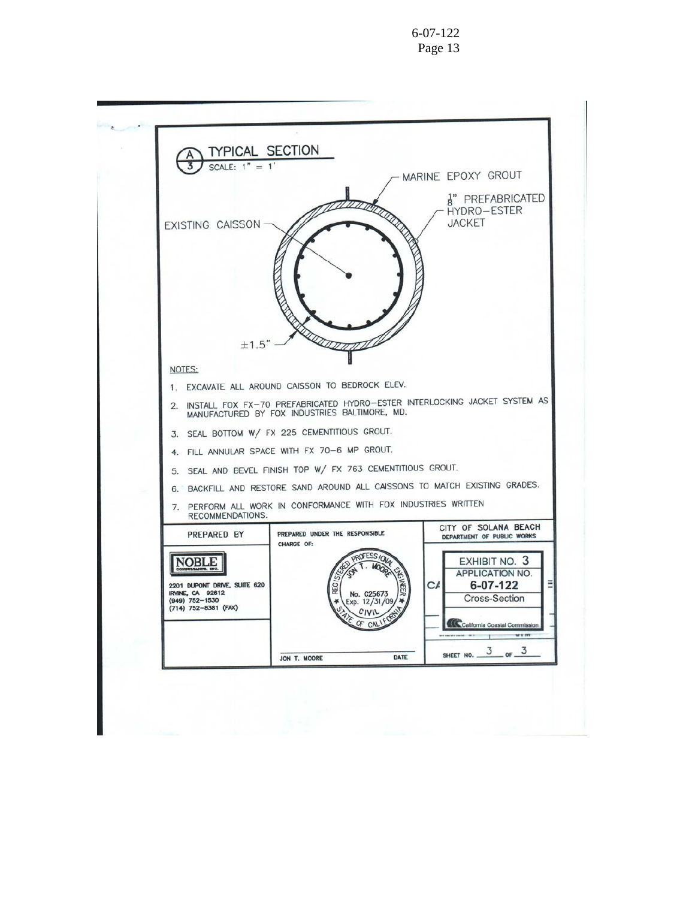## A/3 TYPICAL SECTION

SCALE: 1" = 1'

MARINE EPOXY GROUT

1/8" PREFABRICATED HYDRO–ESTER JACKET

EXISTING CAISSON

±1.5"

NOTES:

1. EXCAVATE ALL AROUND CAISSON TO BEDROCK ELEV.
2. INSTALL FOX FX–70 PREFABRICATED HYDRO–ESTER INTERLOCKING JACKET SYSTEM AS MANUFACTURED BY FOX INDUSTRIES BALTIMORE, MD.
3. SEAL BOTTOM W/ FX 225 CEMENTITIOUS GROUT.
4. FILL ANNULAR SPACE WITH FX 70–6 MP GROUT.
5. SEAL AND BEVEL FINISH TOP W/ FX 763 CEMENTITIOUS GROUT.
6. BACKFILL AND RESTORE SAND AROUND ALL CAISSONS TO MATCH EXISTING GRADES.
7. PERFORM ALL WORK IN CONFORMANCE WITH FOX INDUSTRIES WRITTEN RECOMMENDATIONS.

| PREPARED BY | PREPARED UNDER THE RESPONSIBLE CHARGE OF: | CITY OF SOLANA BEACH DEPARTMENT OF PUBLIC WORKS |
|---|---|---|
| NOBLE CONSULTANTS, INC. 2201 DUPONT DRIVE, SUITE 620 IRVINE, CA 92612 (949) 752–1530 (714) 752–8381 (FAX) | REGISTERED PROFESSIONAL ENGINEER JON T. MOORE No. C25673 Exp. 12/31/09 CIVIL STATE OF CALIFORNIA | EXHIBIT NO. 3 APPLICATION NO. 6-07-122 Cross-Section California Coastal Commission |
| | JON T. MOORE DATE | SHEET NO. 3 OF 3 |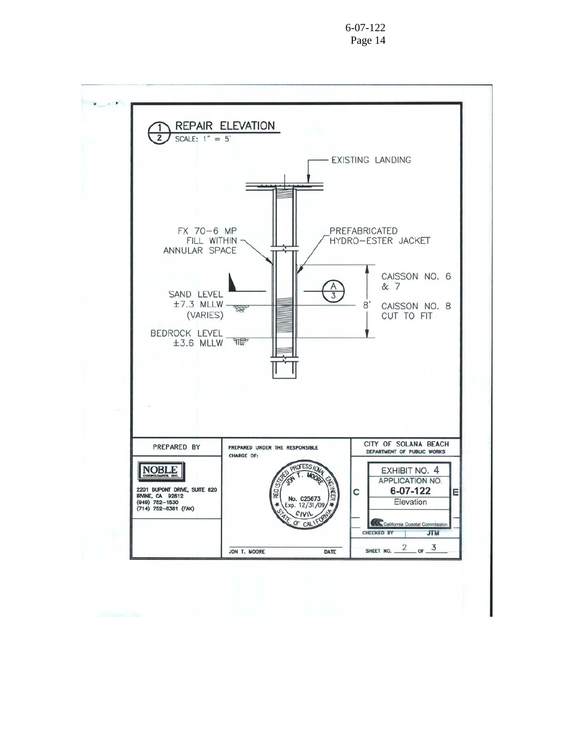## REPAIR ELEVATION

SCALE: 1" = 5'

EXISTING LANDING

FX 70-6 MP FILL WITHIN ANNULAR SPACE

PREFABRICATED HYDRO-ESTER JACKET

CAISSON NO. 6 & 7

CAISSON NO. 8 CUT TO FIT

8'

A 3

SAND LEVEL ±7.3 MLLW (VARIES)

BEDROCK LEVEL ±3.6 MLLW

PREPARED BY

NOBLE CONSULTANTS, INC.

2201 DUPONT DRIVE, SUITE 620
IRVINE, CA 92612
(949) 752-1530
(714) 752-8381 (FAX)

PREPARED UNDER THE RESPONSIBLE CHARGE OF:

REGISTERED PROFESSIONAL ENGINEER
JON T. MOORE
No. C25673
Exp. 12/31/09
CIVIL
STATE OF CALIFORNIA

JON T. MOORE    DATE

CITY OF SOLANA BEACH
DEPARTMENT OF PUBLIC WORKS

EXHIBIT NO. 4
APPLICATION NO.
6-07-122
Elevation

California Coastal Commission

CHECKED BY JTM

SHEET NO. 2 OF 3